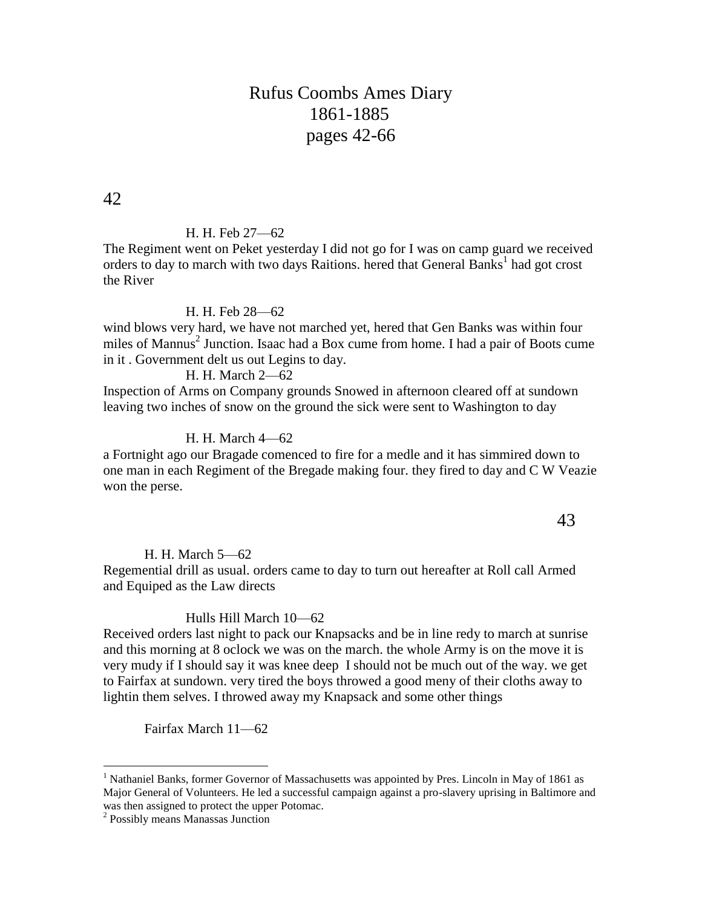# Rufus Coombs Ames Diary
# 1861-1885
# pages 42-66

42

H. H. Feb 27—62

The Regiment went on Peket yesterday I did not go for I was on camp guard we received orders to day to march with two days Raitions. hered that General Banks[1] had got crost the River

H. H. Feb 28—62

wind blows very hard, we have not marched yet, hered that Gen Banks was within four miles of Mannus[2] Junction. Isaac had a Box cume from home. I had a pair of Boots cume in it . Government delt us out Legins to day.

H. H. March 2—62

Inspection of Arms on Company grounds Snowed in afternoon cleared off at sundown leaving two inches of snow on the ground the sick were sent to Washington to day

H. H. March 4—62

a Fortnight ago our Bragade comenced to fire for a medle and it has simmired down to one man in each Regiment of the Bregade making four. they fired to day and C W Veazie won the perse.

43

H. H. March 5—62

Regemential drill as usual. orders came to day to turn out hereafter at Roll call Armed and Equiped as the Law directs

Hulls Hill March 10—62

Received orders last night to pack our Knapsacks and be in line redy to march at sunrise and this morning at 8 oclock we was on the march. the whole Army is on the move it is very mudy if I should say it was knee deep I should not be much out of the way. we get to Fairfax at sundown. very tired the boys throwed a good meny of their cloths away to lightin them selves. I throwed away my Knapsack and some other things

Fairfax March 11—62

[1] Nathaniel Banks, former Governor of Massachusetts was appointed by Pres. Lincoln in May of 1861 as Major General of Volunteers. He led a successful campaign against a pro-slavery uprising in Baltimore and was then assigned to protect the upper Potomac.

[2] Possibly means Manassas Junction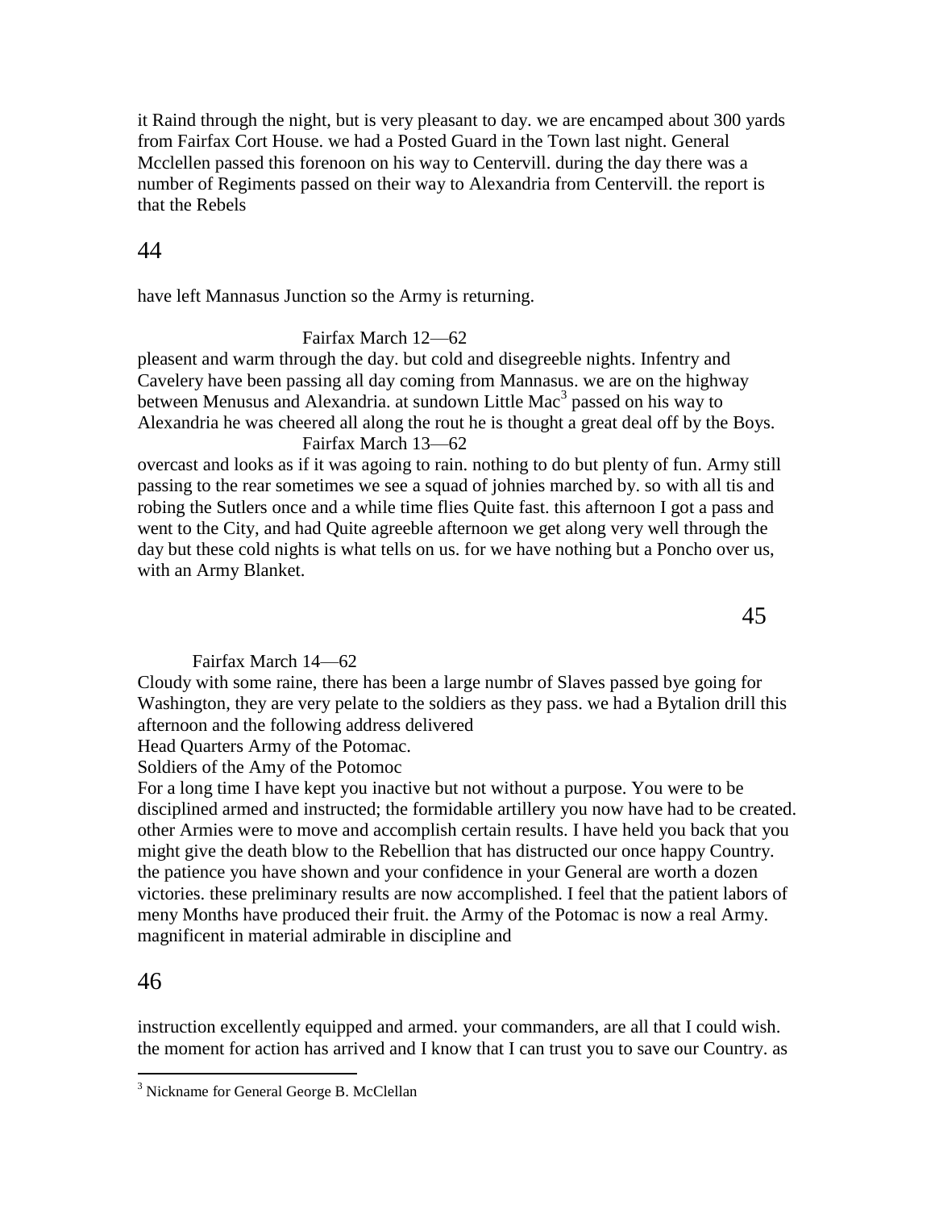it Raind through the night, but is very pleasant to day. we are encamped about 300 yards from Fairfax Cort House. we had a Posted Guard in the Town last night. General Mcclellen passed this forenoon on his way to Centervill. during the day there was a number of Regiments passed on their way to Alexandria from Centervill. the report is that the Rebels

have left Mannasus Junction so the Army is returning.

Fairfax March 12—62

pleasent and warm through the day. but cold and disegreeble nights. Infentry and Cavelery have been passing all day coming from Mannasus. we are on the highway between Menusus and Alexandria. at sundown Little Mac[3] passed on his way to Alexandria he was cheered all along the rout he is thought a great deal off by the Boys.

Fairfax March 13—62

overcast and looks as if it was agoing to rain. nothing to do but plenty of fun. Army still passing to the rear sometimes we see a squad of johnies marched by. so with all tis and robing the Sutlers once and a while time flies Quite fast. this afternoon I got a pass and went to the City, and had Quite agreeble afternoon we get along very well through the day but these cold nights is what tells on us. for we have nothing but a Poncho over us, with an Army Blanket.

Fairfax March 14—62

Cloudy with some raine, there has been a large numbr of Slaves passed bye going for Washington, they are very pelate to the soldiers as they pass. we had a Bytalion drill this afternoon and the following address delivered

Head Quarters Army of the Potomac.

Soldiers of the Amy of the Potomoc

For a long time I have kept you inactive but not without a purpose. You were to be disciplined armed and instructed; the formidable artillery you now have had to be created. other Armies were to move and accomplish certain results. I have held you back that you might give the death blow to the Rebellion that has distructed our once happy Country. the patience you have shown and your confidence in your General are worth a dozen victories. these preliminary results are now accomplished. I feel that the patient labors of meny Months have produced their fruit. the Army of the Potomac is now a real Army. magnificent in material admirable in discipline and

instruction excellently equipped and armed. your commanders, are all that I could wish. the moment for action has arrived and I know that I can trust you to save our Country. as

[3] Nickname for General George B. McClellan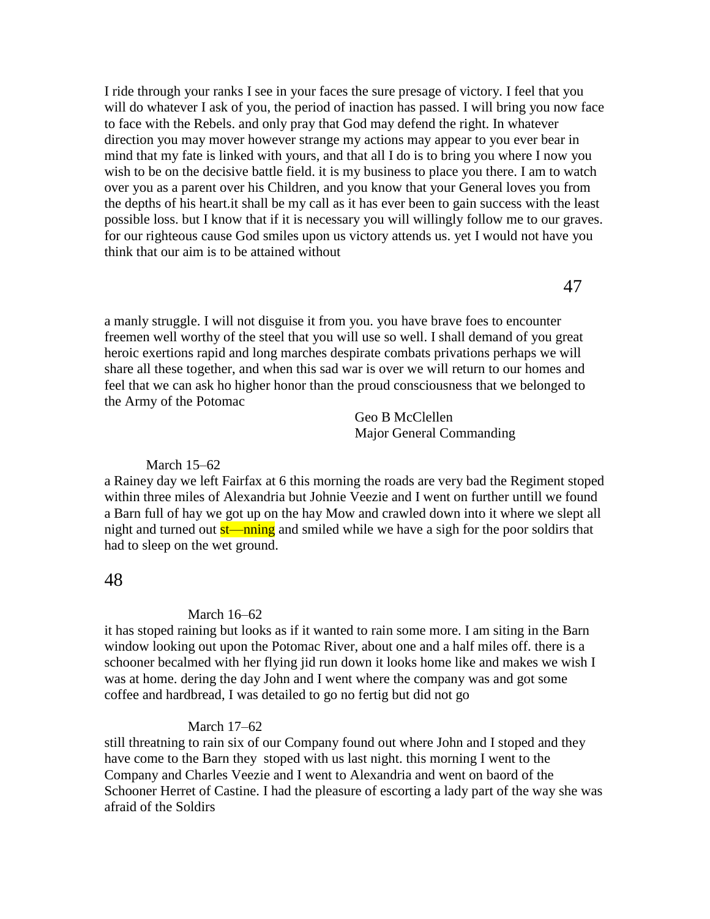I ride through your ranks I see in your faces the sure presage of victory. I feel that you will do whatever I ask of you, the period of inaction has passed. I will bring you now face to face with the Rebels. and only pray that God may defend the right. In whatever direction you may mover however strange my actions may appear to you ever bear in mind that my fate is linked with yours, and that all I do is to bring you where I now you wish to be on the decisive battle field. it is my business to place you there. I am to watch over you as a parent over his Children, and you know that your General loves you from the depths of his heart.it shall be my call as it has ever been to gain success with the least possible loss. but I know that if it is necessary you will willingly follow me to our graves. for our righteous cause God smiles upon us victory attends us. yet I would not have you think that our aim is to be attained without

a manly struggle. I will not disguise it from you. you have brave foes to encounter freemen well worthy of the steel that you will use so well. I shall demand of you great heroic exertions rapid and long marches despirate combats privations perhaps we will share all these together, and when this sad war is over we will return to our homes and feel that we can ask ho higher honor than the proud consciousness that we belonged to the Army of the Potomac

Geo B McClellen
Major General Commanding

March 15–62

a Rainey day we left Fairfax at 6 this morning the roads are very bad the Regiment stoped within three miles of Alexandria but Johnie Veezie and I went on further untill we found a Barn full of hay we got up on the hay Mow and crawled down into it where we slept all night and turned out st—nning and smiled while we have a sigh for the poor soldirs that had to sleep on the wet ground.

March 16–62

it has stoped raining but looks as if it wanted to rain some more. I am siting in the Barn window looking out upon the Potomac River, about one and a half miles off. there is a schooner becalmed with her flying jid run down it looks home like and makes we wish I was at home. dering the day John and I went where the company was and got some coffee and hardbread, I was detailed to go no fertig but did not go

March 17–62

still threatning to rain six of our Company found out where John and I stoped and they have come to the Barn they stoped with us last night. this morning I went to the Company and Charles Veezie and I went to Alexandria and went on baord of the Schooner Herret of Castine. I had the pleasure of escorting a lady part of the way she was afraid of the Soldirs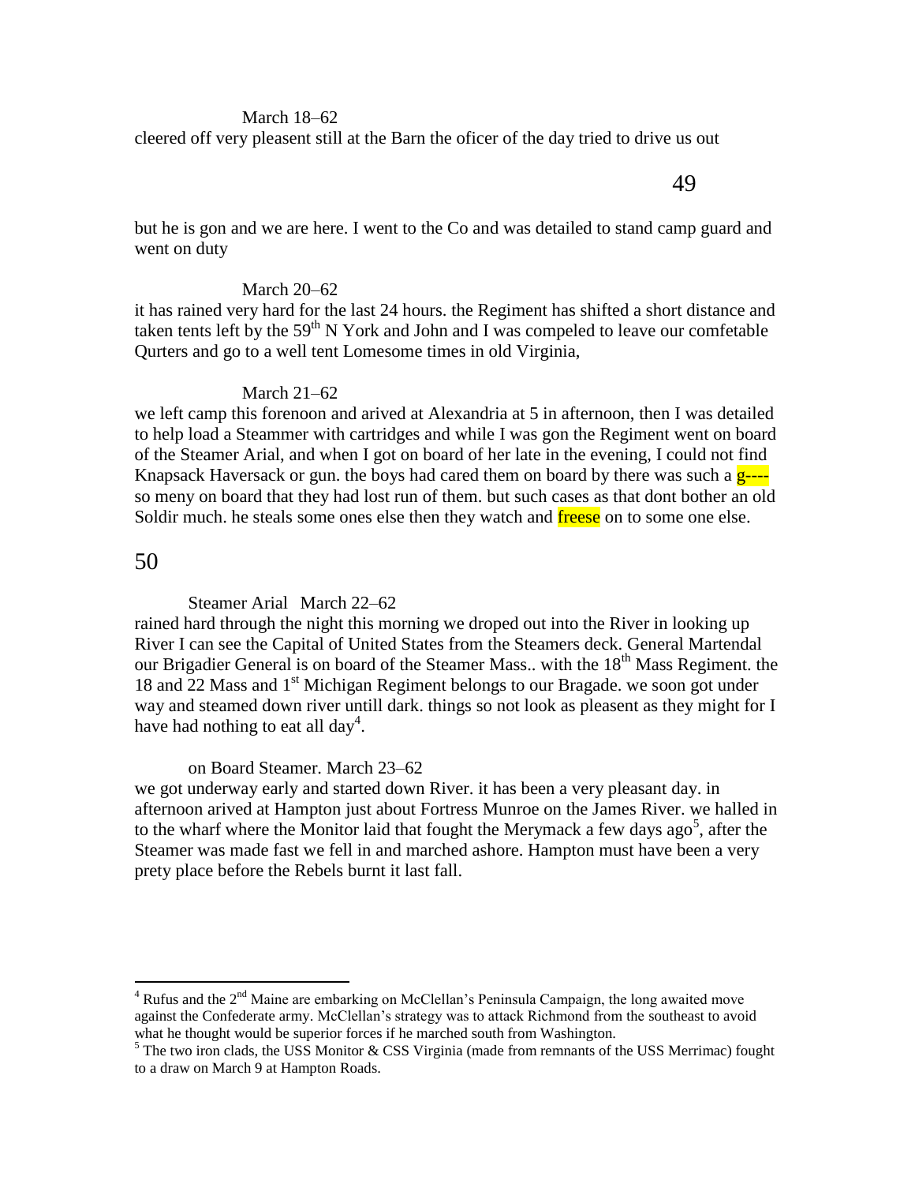March 18–62

cleered off very pleasent still at the Barn the oficer of the day tried to drive us out but he is gon and we are here. I went to the Co and was detailed to stand camp guard and went on duty

March 20–62

it has rained very hard for the last 24 hours. the Regiment has shifted a short distance and taken tents left by the 59th N York and John and I was compeled to leave our comfetable Qurters and go to a well tent Lomesome times in old Virginia,

March 21–62

we left camp this forenoon and arived at Alexandria at 5 in afternoon, then I was detailed to help load a Steammer with cartridges and while I was gon the Regiment went on board of the Steamer Arial, and when I got on board of her late in the evening, I could not find Knapsack Haversack or gun. the boys had cared them on board by there was such a g---- so meny on board that they had lost run of them. but such cases as that dont bother an old Soldir much. he steals some ones else then they watch and freese on to some one else.

Steamer Arial March 22–62

rained hard through the night this morning we droped out into the River in looking up River I can see the Capital of United States from the Steamers deck. General Martendal our Brigadier General is on board of the Steamer Mass.. with the 18th Mass Regiment. the 18 and 22 Mass and 1st Michigan Regiment belongs to our Bragade. we soon got under way and steamed down river untill dark. things so not look as pleasent as they might for I have had nothing to eat all day[4].

on Board Steamer. March 23–62

we got underway early and started down River. it has been a very pleasant day. in afternoon arived at Hampton just about Fortress Munroe on the James River. we halled in to the wharf where the Monitor laid that fought the Merymack a few days ago[5], after the Steamer was made fast we fell in and marched ashore. Hampton must have been a very prety place before the Rebels burnt it last fall.

---

[4] Rufus and the 2nd Maine are embarking on McClellan's Peninsula Campaign, the long awaited move against the Confederate army. McClellan's strategy was to attack Richmond from the southeast to avoid what he thought would be superior forces if he marched south from Washington.

[5] The two iron clads, the USS Monitor & CSS Virginia (made from remnants of the USS Merrimac) fought to a draw on March 9 at Hampton Roads.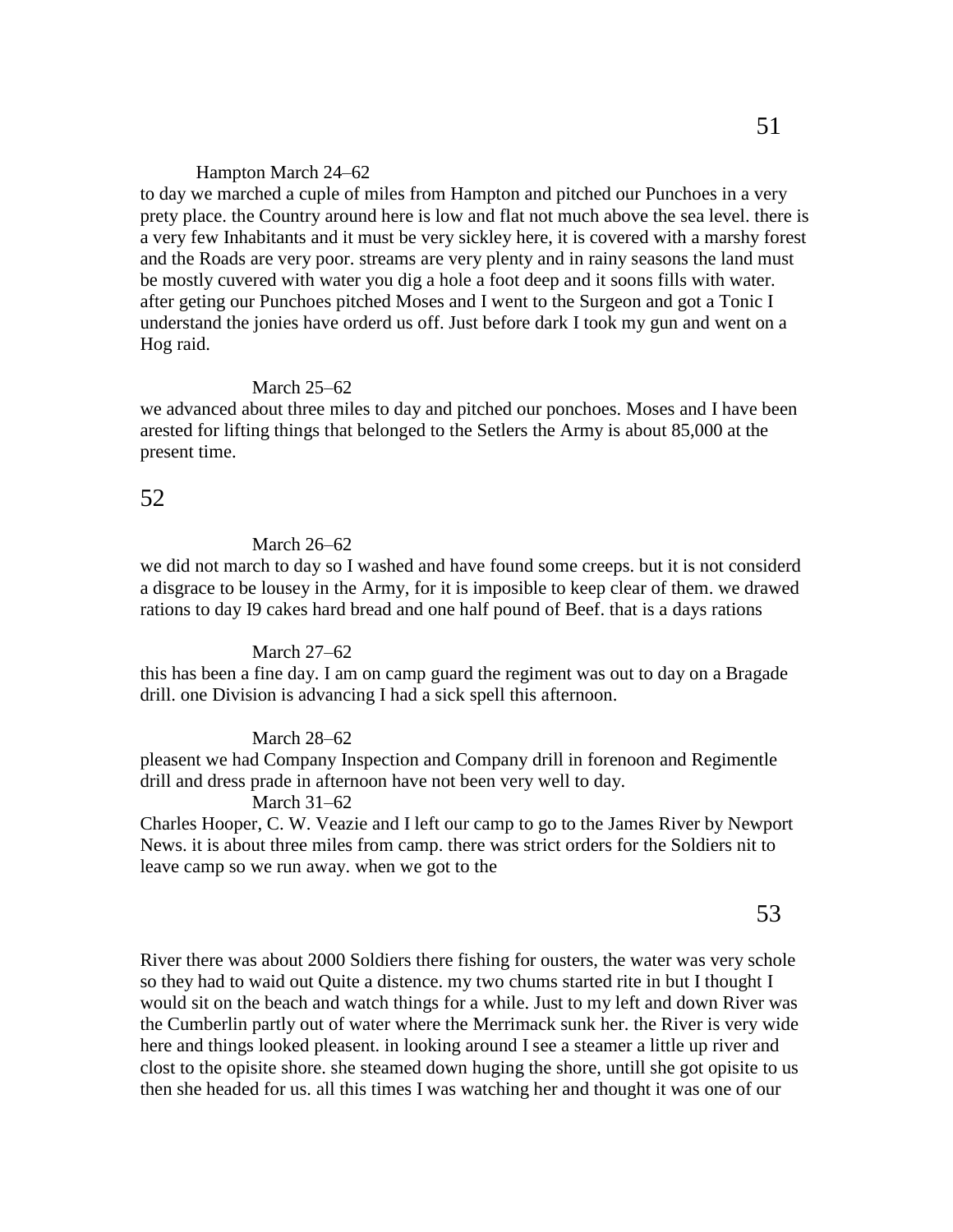Hampton March 24–62

to day we marched a cuple of miles from Hampton and pitched our Punchoes in a very prety place. the Country around here is low and flat not much above the sea level. there is a very few Inhabitants and it must be very sickley here, it is covered with a marshy forest and the Roads are very poor. streams are very plenty and in rainy seasons the land must be mostly cuvered with water you dig a hole a foot deep and it soons fills with water. after geting our Punchoes pitched Moses and I went to the Surgeon and got a Tonic I understand the jonies have orderd us off. Just before dark I took my gun and went on a Hog raid.

March 25–62

we advanced about three miles to day and pitched our ponchoes. Moses and I have been arested for lifting things that belonged to the Setlers the Army is about 85,000 at the present time.

March 26–62

we did not march to day so I washed and have found some creeps. but it is not considerd a disgrace to be lousey in the Army, for it is imposible to keep clear of them. we drawed rations to day I9 cakes hard bread and one half pound of Beef. that is a days rations

March 27–62

this has been a fine day. I am on camp guard the regiment was out to day on a Bragade drill. one Division is advancing I had a sick spell this afternoon.

March 28–62

pleasent we had Company Inspection and Company drill in forenoon and Regimentle drill and dress prade in afternoon have not been very well to day.

March 31–62

Charles Hooper, C. W. Veazie and I left our camp to go to the James River by Newport News. it is about three miles from camp. there was strict orders for the Soldiers nit to leave camp so we run away. when we got to the River there was about 2000 Soldiers there fishing for ousters, the water was very schole so they had to waid out Quite a distence. my two chums started rite in but I thought I would sit on the beach and watch things for a while. Just to my left and down River was the Cumberlin partly out of water where the Merrimack sunk her. the River is very wide here and things looked pleasent. in looking around I see a steamer a little up river and clost to the opisite shore. she steamed down huging the shore, untill she got opisite to us then she headed for us. all this times I was watching her and thought it was one of our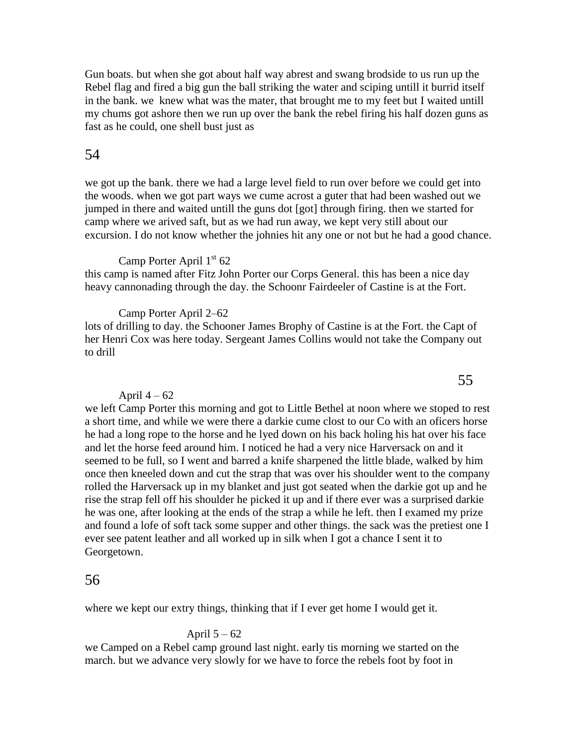Gun boats. but when she got about half way abrest and swang brodside to us run up the Rebel flag and fired a big gun the ball striking the water and sciping untill it burrid itself in the bank. we knew what was the mater, that brought me to my feet but I waited untill my chums got ashore then we run up over the bank the rebel firing his half dozen guns as fast as he could, one shell bust just as

we got up the bank. there we had a large level field to run over before we could get into the woods. when we got part ways we cume acrost a guter that had been washed out we jumped in there and waited untill the guns dot [got] through firing. then we started for camp where we arived saft, but as we had run away, we kept very still about our excursion. I do not know whether the johnies hit any one or not but he had a good chance.

Camp Porter April 1st 62

this camp is named after Fitz John Porter our Corps General. this has been a nice day heavy cannonading through the day. the Schoonr Fairdeeler of Castine is at the Fort.

Camp Porter April 2–62

lots of drilling to day. the Schooner James Brophy of Castine is at the Fort. the Capt of her Henri Cox was here today. Sergeant James Collins would not take the Company out to drill

April 4 – 62

we left Camp Porter this morning and got to Little Bethel at noon where we stoped to rest a short time, and while we were there a darkie cume clost to our Co with an oficers horse he had a long rope to the horse and he lyed down on his back holing his hat over his face and let the horse feed around him. I noticed he had a very nice Harversack on and it seemed to be full, so I went and barred a knife sharpened the little blade, walked by him once then kneeled down and cut the strap that was over his shoulder went to the company rolled the Harversack up in my blanket and just got seated when the darkie got up and he rise the strap fell off his shoulder he picked it up and if there ever was a surprised darkie he was one, after looking at the ends of the strap a while he left. then I examed my prize and found a lofe of soft tack some supper and other things. the sack was the pretiest one I ever see patent leather and all worked up in silk when I got a chance I sent it to Georgetown.

where we kept our extry things, thinking that if I ever get home I would get it.

April 5 – 62

we Camped on a Rebel camp ground last night. early tis morning we started on the march. but we advance very slowly for we have to force the rebels foot by foot in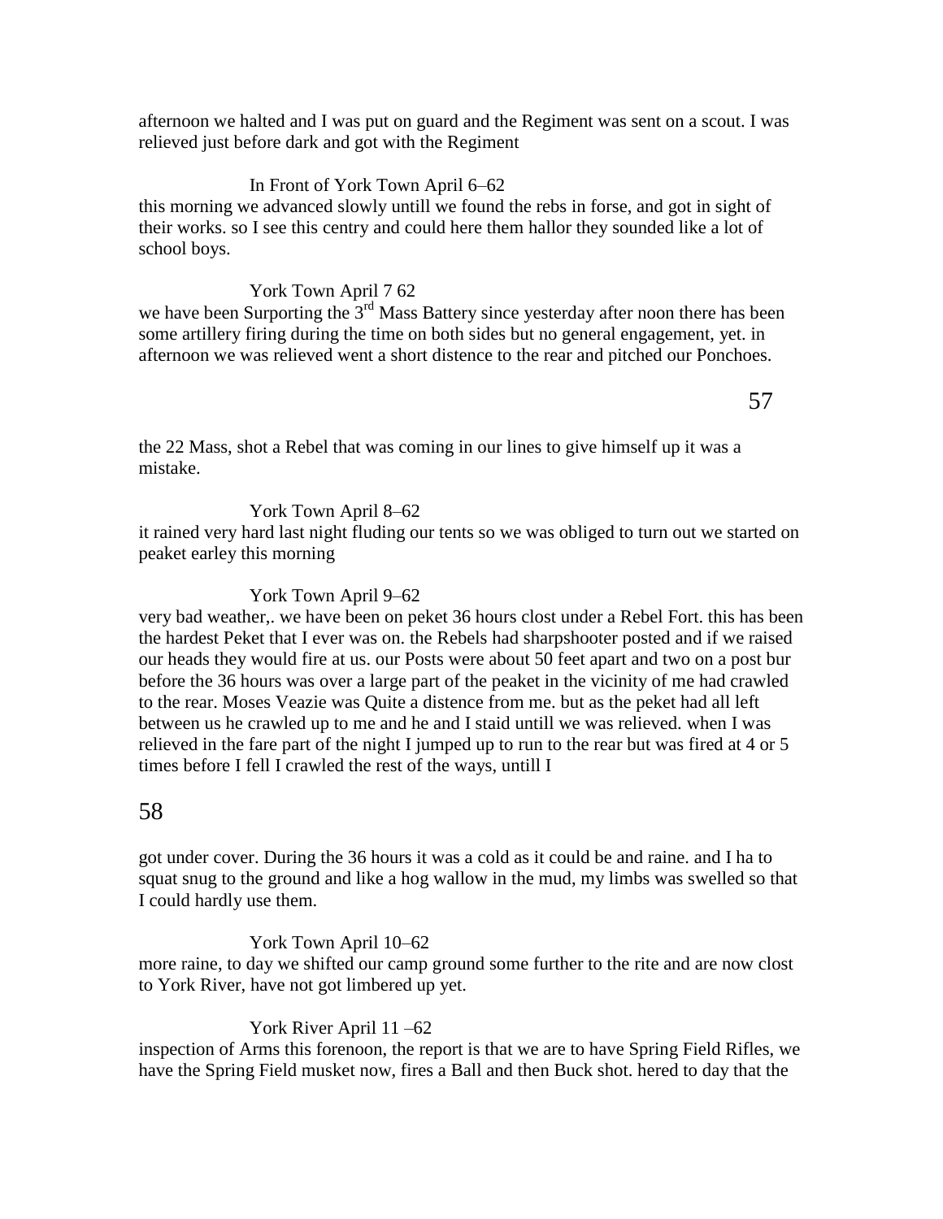afternoon we halted and I was put on guard and the Regiment was sent on a scout. I was relieved just before dark and got with the Regiment

In Front of York Town April 6–62

this morning we advanced slowly untill we found the rebs in forse, and got in sight of their works. so I see this centry and could here them hallor they sounded like a lot of school boys.

York Town April 7 62

we have been Surporting the 3rd Mass Battery since yesterday after noon there has been some artillery firing during the time on both sides but no general engagement, yet. in afternoon we was relieved went a short distence to the rear and pitched our Ponchoes.

the 22 Mass, shot a Rebel that was coming in our lines to give himself up it was a mistake.

York Town April 8–62

it rained very hard last night fluding our tents so we was obliged to turn out we started on peaket earley this morning

York Town April 9–62

very bad weather,. we have been on peket 36 hours clost under a Rebel Fort. this has been the hardest Peket that I ever was on. the Rebels had sharpshooter posted and if we raised our heads they would fire at us. our Posts were about 50 feet apart and two on a post bur before the 36 hours was over a large part of the peaket in the vicinity of me had crawled to the rear. Moses Veazie was Quite a distence from me. but as the peket had all left between us he crawled up to me and he and I staid untill we was relieved. when I was relieved in the fare part of the night I jumped up to run to the rear but was fired at 4 or 5 times before I fell I crawled the rest of the ways, untill I

got under cover. During the 36 hours it was a cold as it could be and raine. and I ha to squat snug to the ground and like a hog wallow in the mud, my limbs was swelled so that I could hardly use them.

York Town April 10–62

more raine, to day we shifted our camp ground some further to the rite and are now clost to York River, have not got limbered up yet.

York River April 11 –62

inspection of Arms this forenoon, the report is that we are to have Spring Field Rifles, we have the Spring Field musket now, fires a Ball and then Buck shot. hered to day that the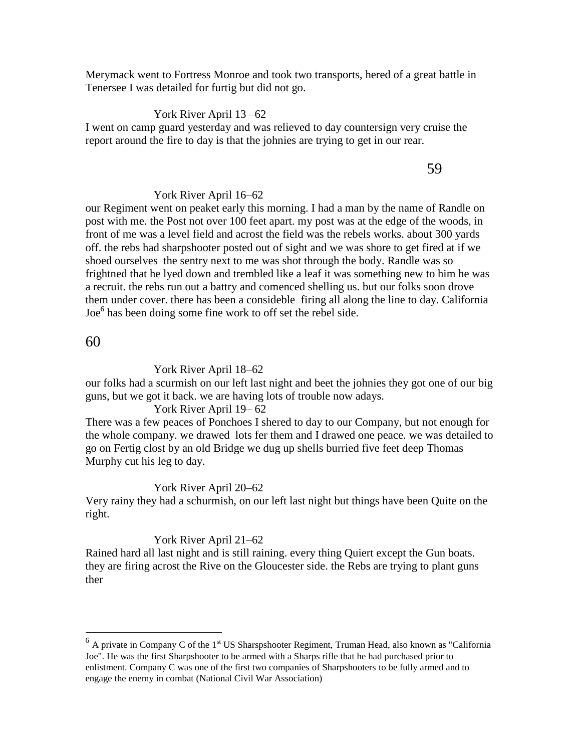Merymack went to Fortress Monroe and took two transports, hered of a great battle in Tenersee I was detailed for furtig but did not go.

York River April 13 –62

I went on camp guard yesterday and was relieved to day countersign very cruise the report around the fire to day is that the johnies are trying to get in our rear.

59

York River April 16–62

our Regiment went on peaket early this morning. I had a man by the name of Randle on post with me. the Post not over 100 feet apart. my post was at the edge of the woods, in front of me was a level field and acrost the field was the rebels works. about 300 yards off. the rebs had sharpshooter posted out of sight and we was shore to get fired at if we shoed ourselves the sentry next to me was shot through the body. Randle was so frightned that he lyed down and trembled like a leaf it was something new to him he was a recruit. the rebs run out a battry and comenced shelling us. but our folks soon drove them under cover. there has been a consideble firing all along the line to day. California Joe[6] has been doing some fine work to off set the rebel side.

60

York River April 18–62

our folks had a scurmish on our left last night and beet the johnies they got one of our big guns, but we got it back. we are having lots of trouble now adays.

York River April 19– 62

There was a few peaces of Ponchoes I shered to day to our Company, but not enough for the whole company. we drawed lots fer them and I drawed one peace. we was detailed to go on Fertig clost by an old Bridge we dug up shells burried five feet deep Thomas Murphy cut his leg to day.

York River April 20–62

Very rainy they had a schurmish, on our left last night but things have been Quite on the right.

York River April 21–62

Rained hard all last night and is still raining. every thing Quiert except the Gun boats. they are firing acrost the Rive on the Gloucester side. the Rebs are trying to plant guns ther

---

[6] A private in Company C of the 1st US Sharspshooter Regiment, Truman Head, also known as "California Joe". He was the first Sharpshooter to be armed with a Sharps rifle that he had purchased prior to enlistment. Company C was one of the first two companies of Sharpshooters to be fully armed and to engage the enemy in combat (National Civil War Association)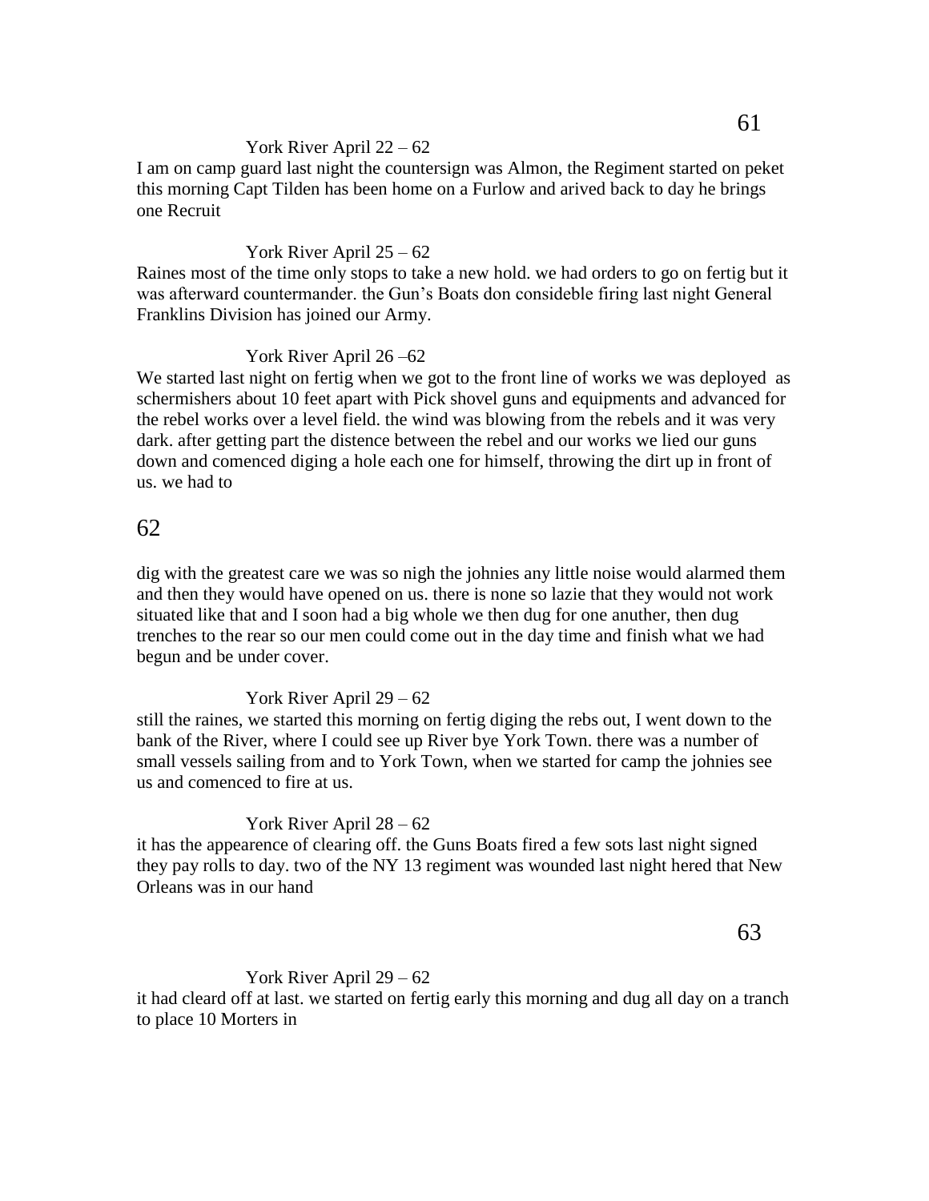York River April 22 – 62

I am on camp guard last night the countersign was Almon, the Regiment started on peket this morning Capt Tilden has been home on a Furlow and arived back to day he brings one Recruit

York River April 25 – 62

Raines most of the time only stops to take a new hold. we had orders to go on fertig but it was afterward countermander. the Gun's Boats don consideble firing last night General Franklins Division has joined our Army.

York River April 26 –62

We started last night on fertig when we got to the front line of works we was deployed as schermishers about 10 feet apart with Pick shovel guns and equipments and advanced for the rebel works over a level field. the wind was blowing from the rebels and it was very dark. after getting part the distence between the rebel and our works we lied our guns down and comenced diging a hole each one for himself, throwing the dirt up in front of us. we had to dig with the greatest care we was so nigh the johnies any little noise would alarmed them and then they would have opened on us. there is none so lazie that they would not work situated like that and I soon had a big whole we then dug for one anuther, then dug trenches to the rear so our men could come out in the day time and finish what we had begun and be under cover.

York River April 29 – 62

still the raines, we started this morning on fertig diging the rebs out, I went down to the bank of the River, where I could see up River bye York Town. there was a number of small vessels sailing from and to York Town, when we started for camp the johnies see us and comenced to fire at us.

York River April 28 – 62

it has the appearence of clearing off. the Guns Boats fired a few sots last night signed they pay rolls to day. two of the NY 13 regiment was wounded last night hered that New Orleans was in our hand

York River April 29 – 62

it had cleard off at last. we started on fertig early this morning and dug all day on a tranch to place 10 Morters in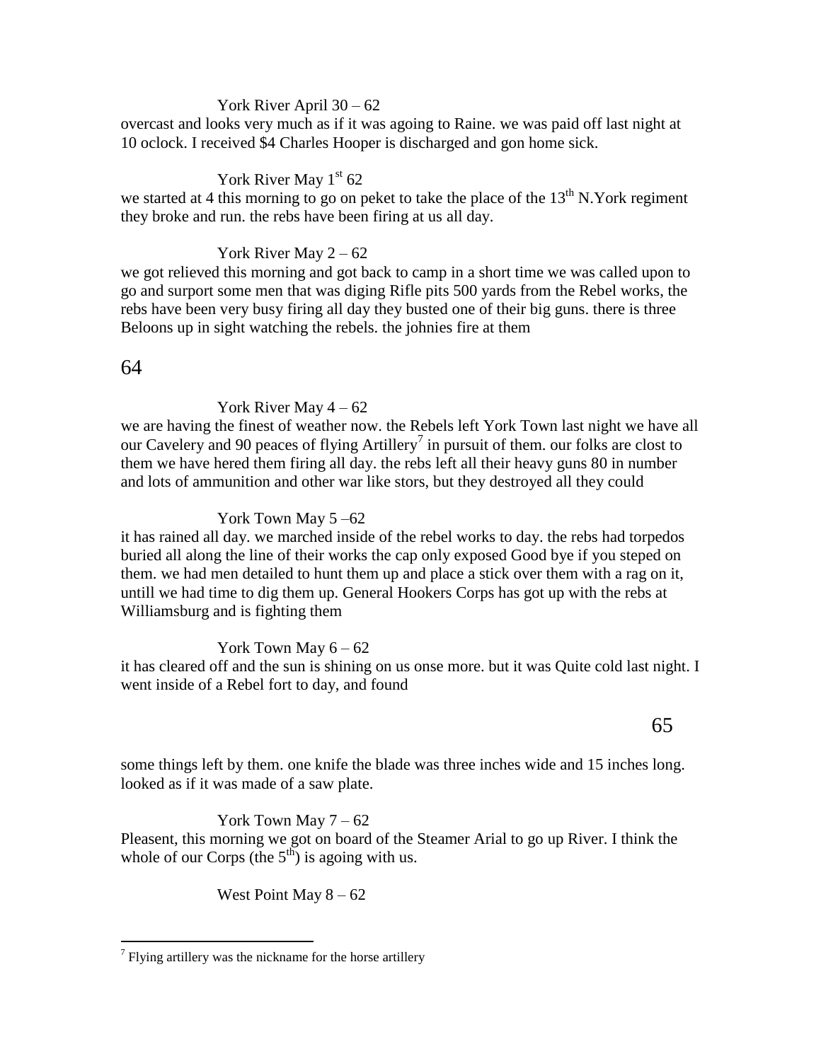York River April 30 – 62

overcast and looks very much as if it was agoing to Raine. we was paid off last night at 10 oclock. I received $4 Charles Hooper is discharged and gon home sick.

York River May 1st 62

we started at 4 this morning to go on peket to take the place of the 13th N.York regiment they broke and run. the rebs have been firing at us all day.

York River May 2 – 62

we got relieved this morning and got back to camp in a short time we was called upon to go and surport some men that was diging Rifle pits 500 yards from the Rebel works, the rebs have been very busy firing all day they busted one of their big guns. there is three Beloons up in sight watching the rebels. the johnies fire at them

York River May 4 – 62

we are having the finest of weather now. the Rebels left York Town last night we have all our Cavelery and 90 peaces of flying Artillery[7] in pursuit of them. our folks are clost to them we have hered them firing all day. the rebs left all their heavy guns 80 in number and lots of ammunition and other war like stors, but they destroyed all they could

York Town May 5 –62

it has rained all day. we marched inside of the rebel works to day. the rebs had torpedos buried all along the line of their works the cap only exposed Good bye if you steped on them. we had men detailed to hunt them up and place a stick over them with a rag on it, untill we had time to dig them up. General Hookers Corps has got up with the rebs at Williamsburg and is fighting them

York Town May 6 – 62

it has cleared off and the sun is shining on us onse more. but it was Quite cold last night. I went inside of a Rebel fort to day, and found some things left by them. one knife the blade was three inches wide and 15 inches long. looked as if it was made of a saw plate.

York Town May 7 – 62

Pleasent, this morning we got on board of the Steamer Arial to go up River. I think the whole of our Corps (the 5th) is agoing with us.

West Point May 8 – 62

[7] Flying artillery was the nickname for the horse artillery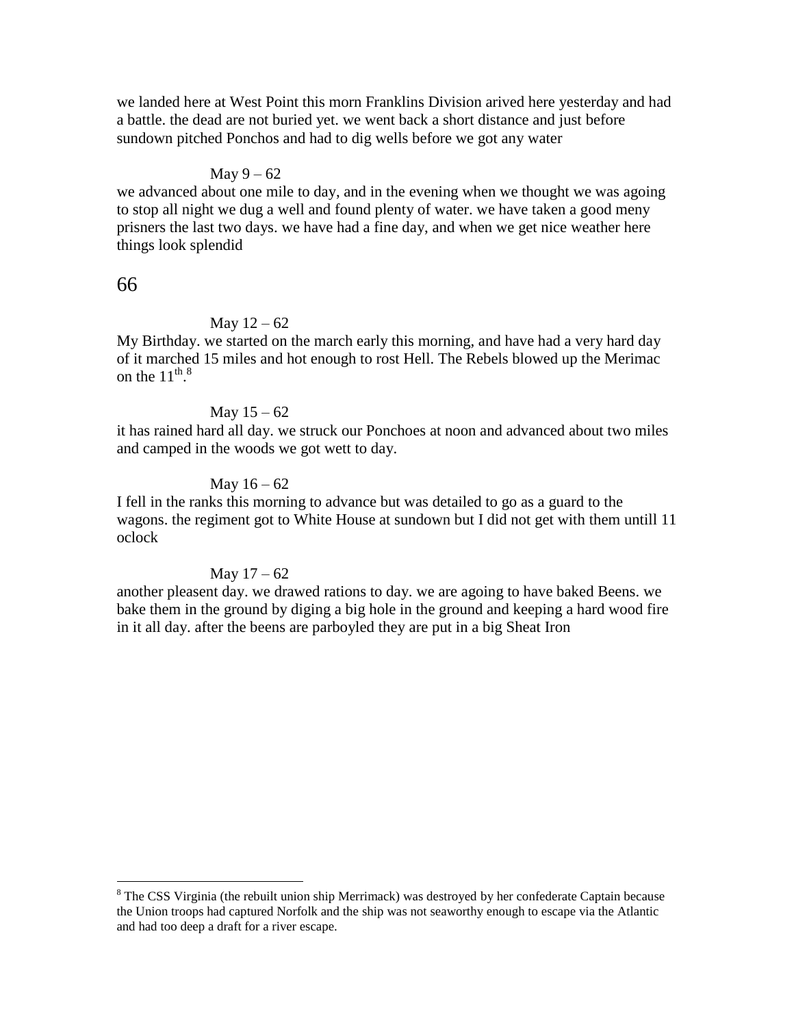we landed here at West Point this morn Franklins Division arived here yesterday and had a battle. the dead are not buried yet. we went back a short distance and just before sundown pitched Ponchos and had to dig wells before we got any water

May 9 – 62
we advanced about one mile to day, and in the evening when we thought we was agoing to stop all night we dug a well and found plenty of water. we have taken a good meny prisners the last two days. we have had a fine day, and when we get nice weather here things look splendid

66

May 12 – 62
My Birthday. we started on the march early this morning, and have had a very hard day of it marched 15 miles and hot enough to rost Hell. The Rebels blowed up the Merimac on the 11th.[8]

May 15 – 62
it has rained hard all day. we struck our Ponchoes at noon and advanced about two miles and camped in the woods we got wett to day.

May 16 – 62
I fell in the ranks this morning to advance but was detailed to go as a guard to the wagons. the regiment got to White House at sundown but I did not get with them untill 11 oclock

May 17 – 62
another pleasent day. we drawed rations to day. we are agoing to have baked Beens. we bake them in the ground by diging a big hole in the ground and keeping a hard wood fire in it all day. after the beens are parboyled they are put in a big Sheat Iron

---

[8] The CSS Virginia (the rebuilt union ship Merrimack) was destroyed by her confederate Captain because the Union troops had captured Norfolk and the ship was not seaworthy enough to escape via the Atlantic and had too deep a draft for a river escape.